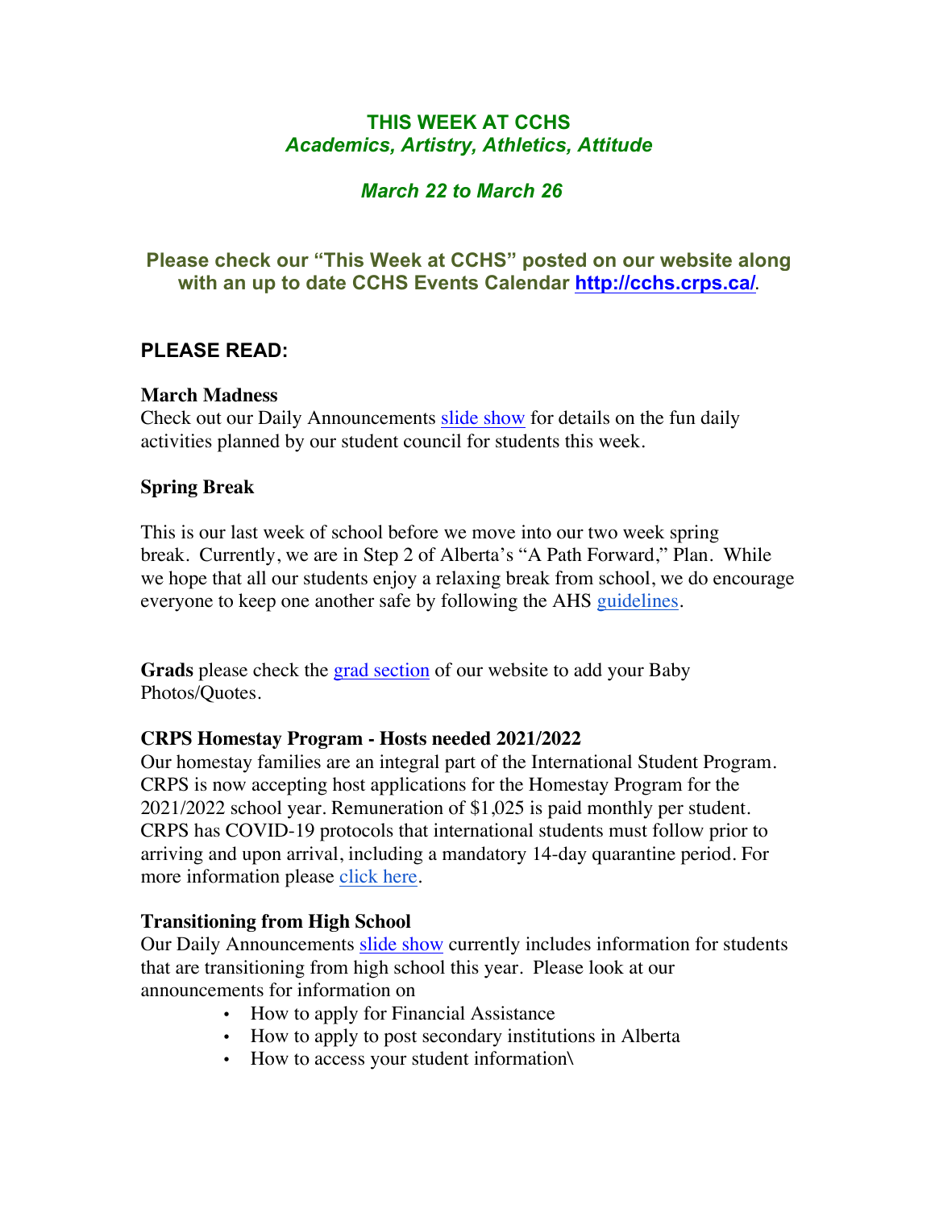# THIS WEEK AT CCHS
***Academics, Artistry, Athletics, Attitude***

***March 22 to March 26***

**Please check our "This Week at CCHS" posted on our website along with an up to date CCHS Events Calendar [http://cchs.crps.ca/](http://cchs.crps.ca/).**

## PLEASE READ:

### March Madness

Check out our Daily Announcements slide show for details on the fun daily activities planned by our student council for students this week.

### Spring Break

This is our last week of school before we move into our two week spring break. Currently, we are in Step 2 of Alberta's "A Path Forward," Plan. While we hope that all our students enjoy a relaxing break from school, we do encourage everyone to keep one another safe by following the AHS guidelines.

**Grads** please check the grad section of our website to add your Baby Photos/Quotes.

### CRPS Homestay Program - Hosts needed 2021/2022

Our homestay families are an integral part of the International Student Program. CRPS is now accepting host applications for the Homestay Program for the 2021/2022 school year. Remuneration of $1,025 is paid monthly per student. CRPS has COVID-19 protocols that international students must follow prior to arriving and upon arrival, including a mandatory 14-day quarantine period. For more information please click here.

### Transitioning from High School

Our Daily Announcements slide show currently includes information for students that are transitioning from high school this year. Please look at our announcements for information on

- How to apply for Financial Assistance
- How to apply to post secondary institutions in Alberta
- How to access your student information\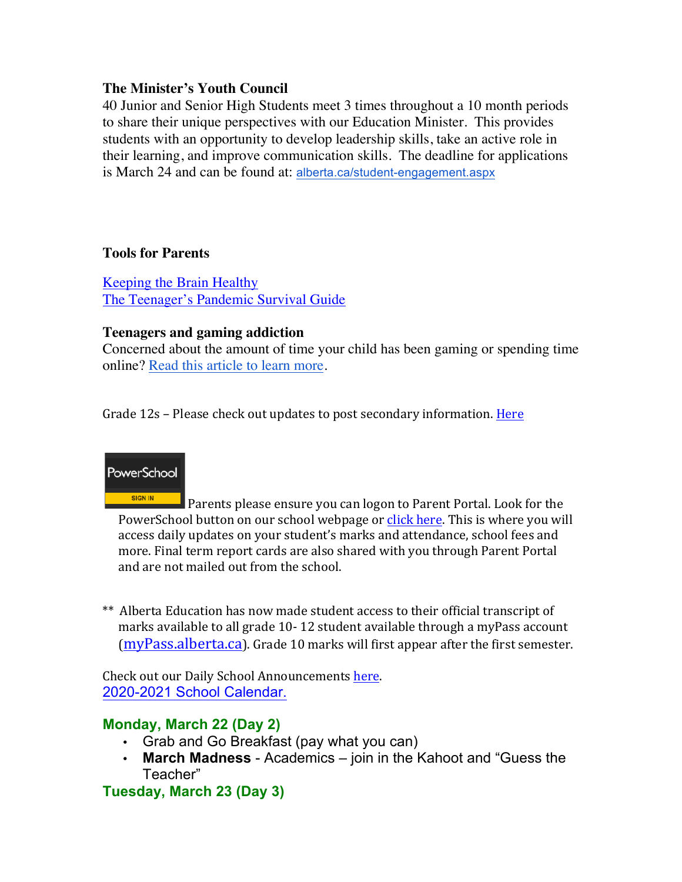**The Minister's Youth Council**

40 Junior and Senior High Students meet 3 times throughout a 10 month periods to share their unique perspectives with our Education Minister. This provides students with an opportunity to develop leadership skills, take an active role in their learning, and improve communication skills. The deadline for applications is March 24 and can be found at: alberta.ca/student-engagement.aspx

**Tools for Parents**

Keeping the Brain Healthy
The Teenager's Pandemic Survival Guide

**Teenagers and gaming addiction**

Concerned about the amount of time your child has been gaming or spending time online? Read this article to learn more.

Grade 12s – Please check out updates to post secondary information. Here

PowerSchool SIGN IN Parents please ensure you can logon to Parent Portal. Look for the PowerSchool button on our school webpage or click here. This is where you will access daily updates on your student's marks and attendance, school fees and more. Final term report cards are also shared with you through Parent Portal and are not mailed out from the school.

** Alberta Education has now made student access to their official transcript of marks available to all grade 10- 12 student available through a myPass account (myPass.alberta.ca). Grade 10 marks will first appear after the first semester.

Check out our Daily School Announcements here.
2020-2021 School Calendar.

**Monday, March 22 (Day 2)**

- Grab and Go Breakfast (pay what you can)
- **March Madness** - Academics – join in the Kahoot and "Guess the Teacher"

**Tuesday, March 23 (Day 3)**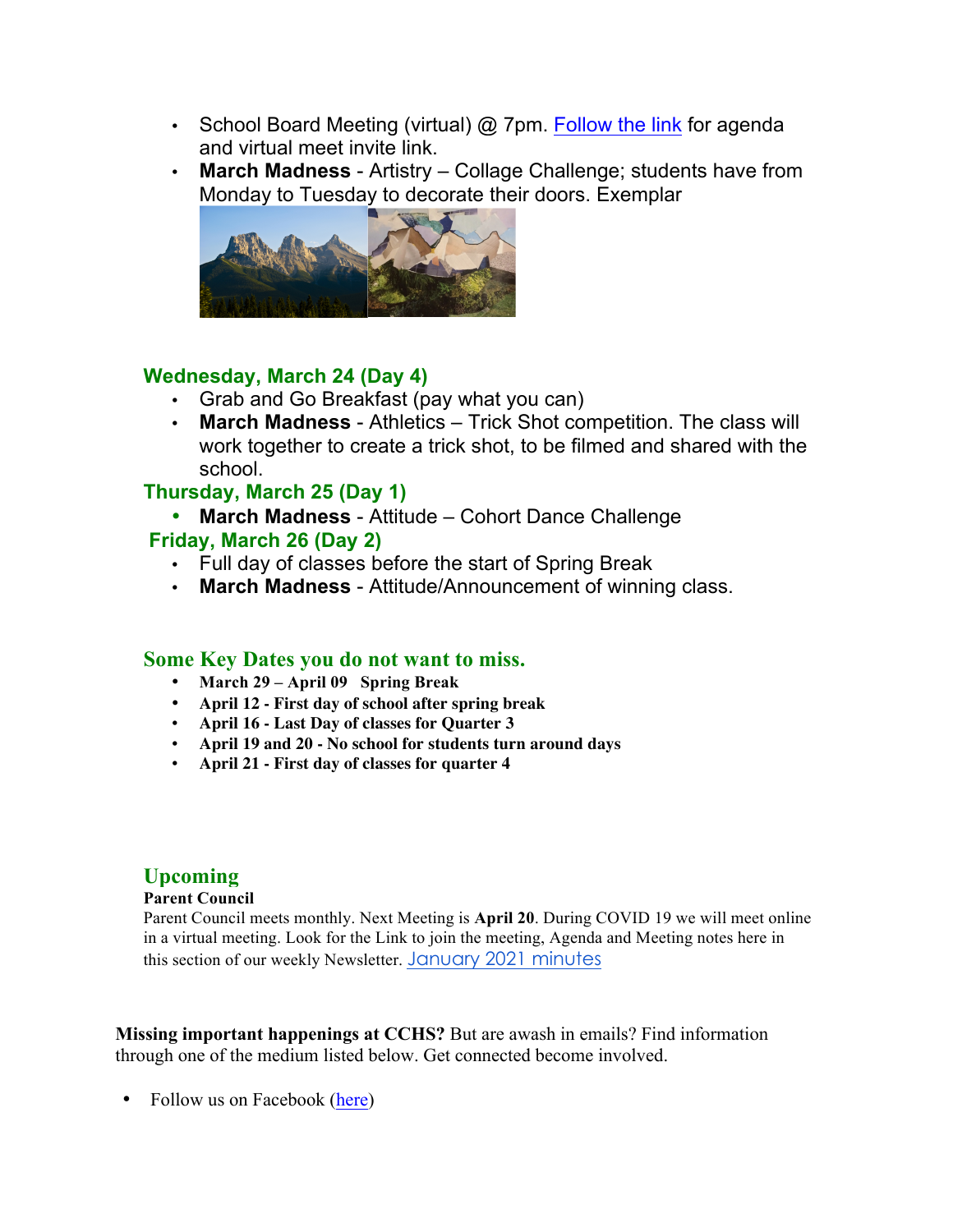- School Board Meeting (virtual) @ 7pm. Follow the link for agenda and virtual meet invite link.
- **March Madness** - Artistry – Collage Challenge; students have from Monday to Tuesday to decorate their doors. Exemplar

### Wednesday, March 24 (Day 4)

- Grab and Go Breakfast (pay what you can)
- **March Madness** - Athletics – Trick Shot competition. The class will work together to create a trick shot, to be filmed and shared with the school.

### Thursday, March 25 (Day 1)

- **March Madness** - Attitude – Cohort Dance Challenge

### Friday, March 26 (Day 2)

- Full day of classes before the start of Spring Break
- **March Madness** - Attitude/Announcement of winning class.

## Some Key Dates you do not want to miss.

- **March 29 – April 09 Spring Break**
- **April 12 - First day of school after spring break**
- **April 16 - Last Day of classes for Quarter 3**
- **April 19 and 20 - No school for students turn around days**
- **April 21 - First day of classes for quarter 4**

## Upcoming

**Parent Council**

Parent Council meets monthly. Next Meeting is **April 20**. During COVID 19 we will meet online in a virtual meeting. Look for the Link to join the meeting, Agenda and Meeting notes here in this section of our weekly Newsletter. January 2021 minutes

**Missing important happenings at CCHS?** But are awash in emails? Find information through one of the medium listed below. Get connected become involved.

- Follow us on Facebook (here)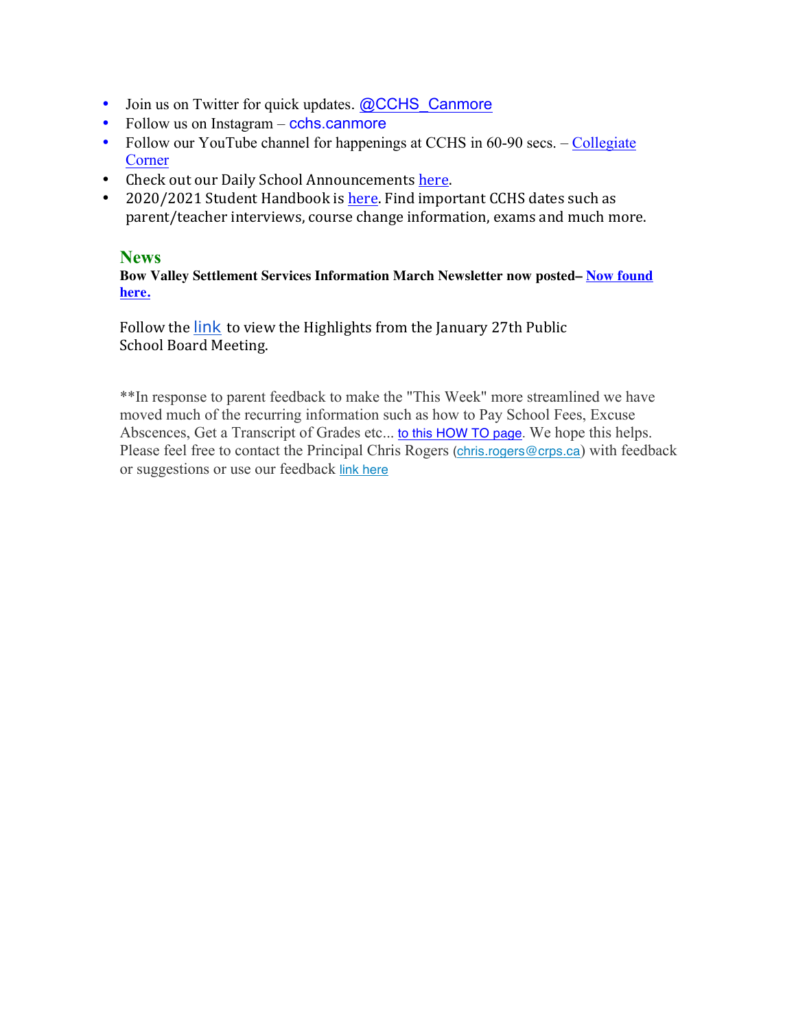- Join us on Twitter for quick updates. @CCHS_Canmore
- Follow us on Instagram – cchs.canmore
- Follow our YouTube channel for happenings at CCHS in 60-90 secs. – Collegiate Corner
- Check out our Daily School Announcements here.
- 2020/2021 Student Handbook is here. Find important CCHS dates such as parent/teacher interviews, course change information, exams and much more.

## News

**Bow Valley Settlement Services Information March Newsletter now posted– Now found here.**

Follow the link to view the Highlights from the January 27th Public School Board Meeting.

**In response to parent feedback to make the "This Week" more streamlined we have moved much of the recurring information such as how to Pay School Fees, Excuse Abscences, Get a Transcript of Grades etc... to this HOW TO page. We hope this helps. Please feel free to contact the Principal Chris Rogers (chris.rogers@crps.ca) with feedback or suggestions or use our feedback link here